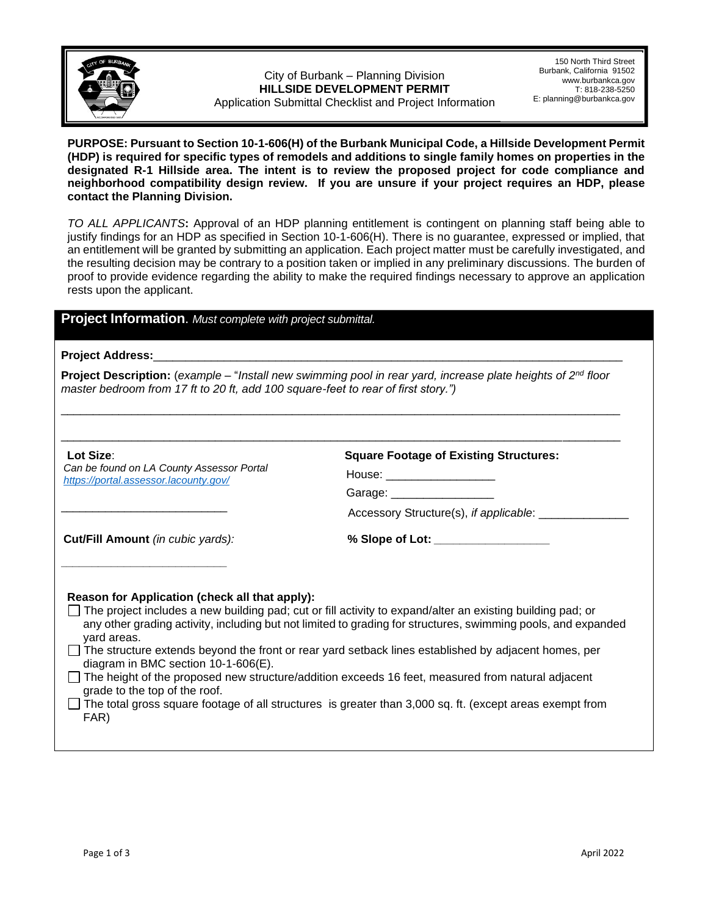City of Burbank – Planning Division
**HILLSIDE DEVELOPMENT PERMIT**
Application Submittal Checklist and Project Information

150 North Third Street
Burbank, California 91502
www.burbankca.gov
T: 818-238-5250
E: planning@burbankca.gov

**PURPOSE: Pursuant to Section 10-1-606(H) of the Burbank Municipal Code, a Hillside Development Permit (HDP) is required for specific types of remodels and additions to single family homes on properties in the designated R-1 Hillside area. The intent is to review the proposed project for code compliance and neighborhood compatibility design review. If you are unsure if your project requires an HDP, please contact the Planning Division.**

*TO ALL APPLICANTS***:** Approval of an HDP planning entitlement is contingent on planning staff being able to justify findings for an HDP as specified in Section 10-1-606(H). There is no guarantee, expressed or implied, that an entitlement will be granted by submitting an application. Each project matter must be carefully investigated, and the resulting decision may be contrary to a position taken or implied in any preliminary discussions. The burden of proof to provide evidence regarding the ability to make the required findings necessary to approve an application rests upon the applicant.

## Project Information. *Must complete with project submittal.*

**Project Address:**___________________________________________________________________________

**Project Description:** (*example –* "*Install new swimming pool in rear yard, increase plate heights of 2nd floor master bedroom from 17 ft to 20 ft, add 100 square-feet to rear of first story.")*

_____________________________________________________________________________________________

_____________________________________________________________________________________________

**Lot Size**:
*Can be found on LA County Assessor Portal* *https://portal.assessor.lacounty.gov/*

__________________________

**Square Footage of Existing Structures:**

House: _________________

Garage: ________________

Accessory Structure(s), *if applicable*: _____________

**Cut/Fill Amount** *(in cubic yards):*

__________________________

**% Slope of Lot:** _________________

**Reason for Application (check all that apply):**

- ☐ The project includes a new building pad; cut or fill activity to expand/alter an existing building pad; or any other grading activity, including but not limited to grading for structures, swimming pools, and expanded yard areas.
- ☐ The structure extends beyond the front or rear yard setback lines established by adjacent homes, per diagram in BMC section 10-1-606(E).
- ☐ The height of the proposed new structure/addition exceeds 16 feet, measured from natural adjacent grade to the top of the roof.
- ☐ The total gross square footage of all structures is greater than 3,000 sq. ft. (except areas exempt from FAR)

April 2022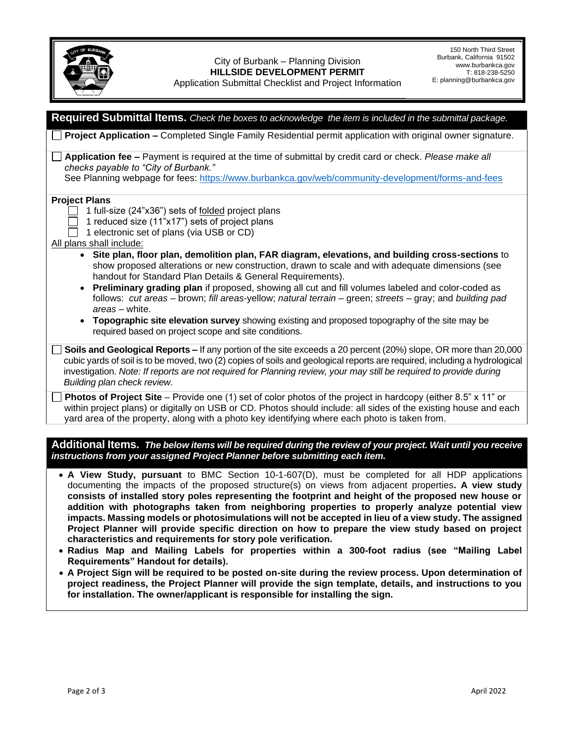City of Burbank – Planning Division
**HILLSIDE DEVELOPMENT PERMIT**
Application Submittal Checklist and Project Information

150 North Third Street
Burbank, California 91502
www.burbankca.gov
T: 818-238-5250
E: planning@burbankca.gov

## Required Submittal Items. *Check the boxes to acknowledge the item is included in the submittal package.*

☐ **Project Application –** Completed Single Family Residential permit application with original owner signature.

☐ **Application fee –** Payment is required at the time of submittal by credit card or check. *Please make all checks payable to "City of Burbank."*
See Planning webpage for fees: https://www.burbankca.gov/web/community-development/forms-and-fees

**Project Plans**

☐ 1 full-size (24"x36") sets of folded project plans
☐ 1 reduced size (11"x17") sets of project plans
☐ 1 electronic set of plans (via USB or CD)

All plans shall include:

- **Site plan, floor plan, demolition plan, FAR diagram, elevations, and building cross-sections** to show proposed alterations or new construction, drawn to scale and with adequate dimensions (see handout for Standard Plan Details & General Requirements).
- **Preliminary grading plan** if proposed, showing all cut and fill volumes labeled and color-coded as follows: *cut areas* – brown; *fill areas*-yellow; *natural terrain* – green; *streets* – gray; and *building pad areas* – white.
- **Topographic site elevation survey** showing existing and proposed topography of the site may be required based on project scope and site conditions.

☐ **Soils and Geological Reports –** If any portion of the site exceeds a 20 percent (20%) slope, OR more than 20,000 cubic yards of soil is to be moved, two (2) copies of soils and geological reports are required, including a hydrological investigation. *Note: If reports are not required for Planning review, your may still be required to provide during Building plan check review.*

☐ **Photos of Project Site** – Provide one (1) set of color photos of the project in hardcopy (either 8.5" x 11" or within project plans) or digitally on USB or CD. Photos should include: all sides of the existing house and each yard area of the property, along with a photo key identifying where each photo is taken from.

## Additional Items. ***The below items will be required during the review of your project. Wait until you receive instructions from your assigned Project Planner before submitting each item.***

- **A View Study, pursuant** to BMC Section 10-1-607(D), must be completed for all HDP applications documenting the impacts of the proposed structure(s) on views from adjacent properties**. A view study consists of installed story poles representing the footprint and height of the proposed new house or addition with photographs taken from neighboring properties to properly analyze potential view impacts. Massing models or photosimulations will not be accepted in lieu of a view study. The assigned Project Planner will provide specific direction on how to prepare the view study based on project characteristics and requirements for story pole verification.**
- **Radius Map and Mailing Labels for properties within a 300-foot radius (see "Mailing Label Requirements" Handout for details).**
- **A Project Sign will be required to be posted on-site during the review process. Upon determination of project readiness, the Project Planner will provide the sign template, details, and instructions to you for installation. The owner/applicant is responsible for installing the sign.**

April 2022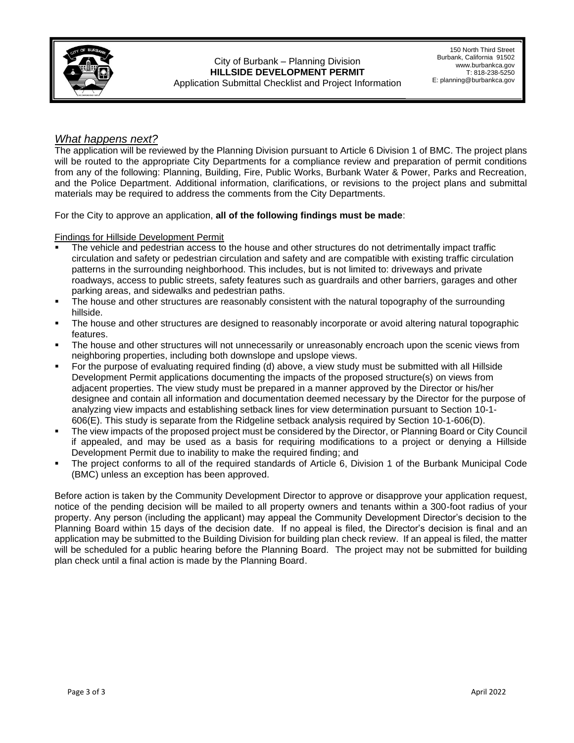## *What happens next?*

The application will be reviewed by the Planning Division pursuant to Article 6 Division 1 of BMC. The project plans will be routed to the appropriate City Departments for a compliance review and preparation of permit conditions from any of the following: Planning, Building, Fire, Public Works, Burbank Water & Power, Parks and Recreation, and the Police Department. Additional information, clarifications, or revisions to the project plans and submittal materials may be required to address the comments from the City Departments.

For the City to approve an application, **all of the following findings must be made**:

Findings for Hillside Development Permit

- The vehicle and pedestrian access to the house and other structures do not detrimentally impact traffic circulation and safety or pedestrian circulation and safety and are compatible with existing traffic circulation patterns in the surrounding neighborhood. This includes, but is not limited to: driveways and private roadways, access to public streets, safety features such as guardrails and other barriers, garages and other parking areas, and sidewalks and pedestrian paths.
- The house and other structures are reasonably consistent with the natural topography of the surrounding hillside.
- The house and other structures are designed to reasonably incorporate or avoid altering natural topographic features.
- The house and other structures will not unnecessarily or unreasonably encroach upon the scenic views from neighboring properties, including both downslope and upslope views.
- For the purpose of evaluating required finding (d) above, a view study must be submitted with all Hillside Development Permit applications documenting the impacts of the proposed structure(s) on views from adjacent properties. The view study must be prepared in a manner approved by the Director or his/her designee and contain all information and documentation deemed necessary by the Director for the purpose of analyzing view impacts and establishing setback lines for view determination pursuant to Section 10-1-606(E). This study is separate from the Ridgeline setback analysis required by Section 10-1-606(D).
- The view impacts of the proposed project must be considered by the Director, or Planning Board or City Council if appealed, and may be used as a basis for requiring modifications to a project or denying a Hillside Development Permit due to inability to make the required finding; and
- The project conforms to all of the required standards of Article 6, Division 1 of the Burbank Municipal Code (BMC) unless an exception has been approved.

Before action is taken by the Community Development Director to approve or disapprove your application request, notice of the pending decision will be mailed to all property owners and tenants within a 300-foot radius of your property. Any person (including the applicant) may appeal the Community Development Director's decision to the Planning Board within 15 days of the decision date. If no appeal is filed, the Director's decision is final and an application may be submitted to the Building Division for building plan check review. If an appeal is filed, the matter will be scheduled for a public hearing before the Planning Board. The project may not be submitted for building plan check until a final action is made by the Planning Board.